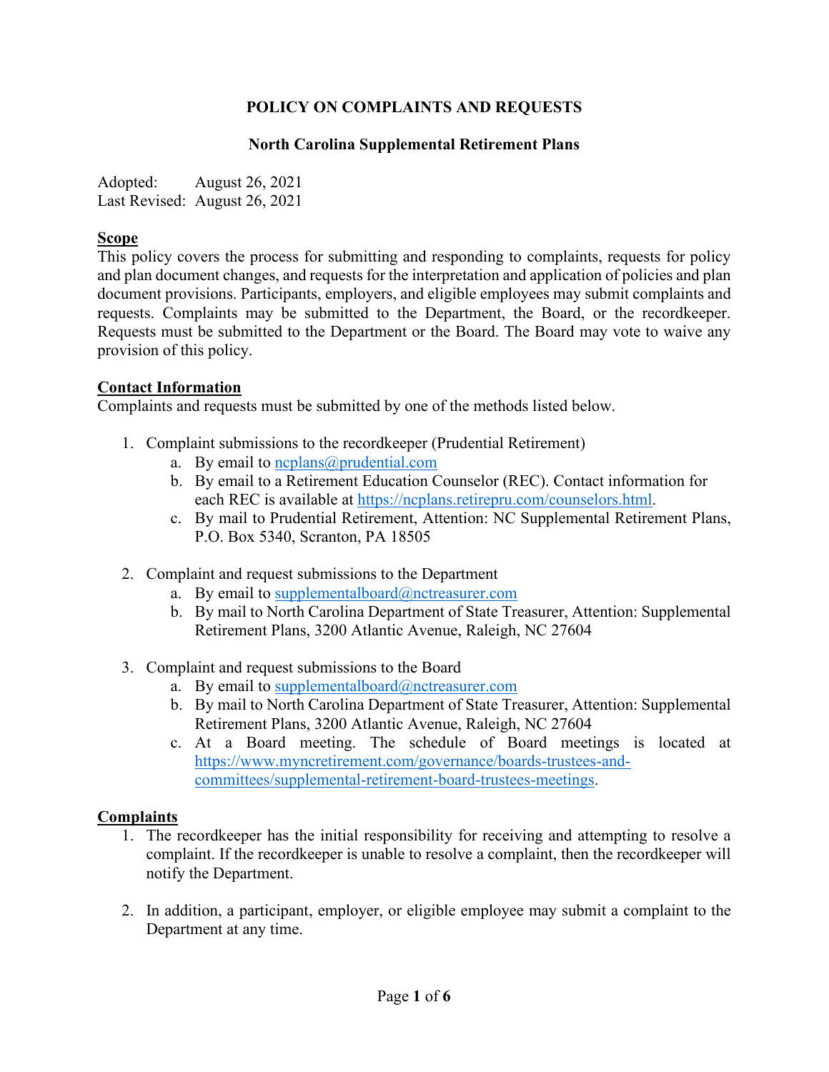# POLICY ON COMPLAINTS AND REQUESTS

## North Carolina Supplemental Retirement Plans

Adopted: August 26, 2021
Last Revised: August 26, 2021

**Scope**

This policy covers the process for submitting and responding to complaints, requests for policy and plan document changes, and requests for the interpretation and application of policies and plan document provisions. Participants, employers, and eligible employees may submit complaints and requests. Complaints may be submitted to the Department, the Board, or the recordkeeper. Requests must be submitted to the Department or the Board. The Board may vote to waive any provision of this policy.

**Contact Information**

Complaints and requests must be submitted by one of the methods listed below.

1. Complaint submissions to the recordkeeper (Prudential Retirement)
   a. By email to ncplans@prudential.com
   b. By email to a Retirement Education Counselor (REC). Contact information for each REC is available at https://ncplans.retirepru.com/counselors.html.
   c. By mail to Prudential Retirement, Attention: NC Supplemental Retirement Plans, P.O. Box 5340, Scranton, PA 18505

2. Complaint and request submissions to the Department
   a. By email to supplementalboard@nctreasurer.com
   b. By mail to North Carolina Department of State Treasurer, Attention: Supplemental Retirement Plans, 3200 Atlantic Avenue, Raleigh, NC 27604

3. Complaint and request submissions to the Board
   a. By email to supplementalboard@nctreasurer.com
   b. By mail to North Carolina Department of State Treasurer, Attention: Supplemental Retirement Plans, 3200 Atlantic Avenue, Raleigh, NC 27604
   c. At a Board meeting. The schedule of Board meetings is located at https://www.myncretirement.com/governance/boards-trustees-and-committees/supplemental-retirement-board-trustees-meetings.

**Complaints**

1. The recordkeeper has the initial responsibility for receiving and attempting to resolve a complaint. If the recordkeeper is unable to resolve a complaint, then the recordkeeper will notify the Department.

2. In addition, a participant, employer, or eligible employee may submit a complaint to the Department at any time.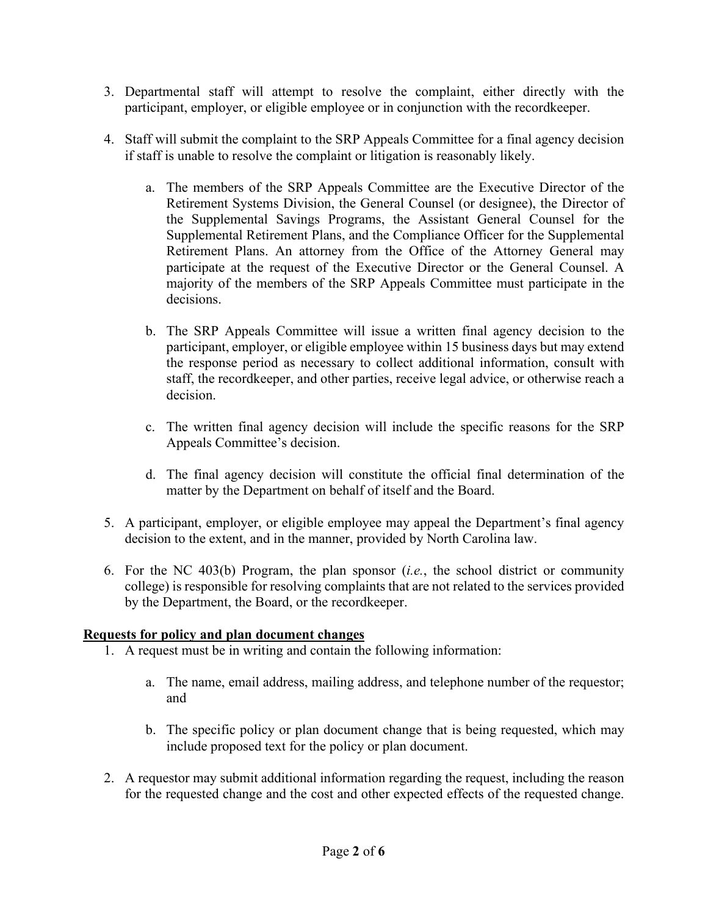3. Departmental staff will attempt to resolve the complaint, either directly with the participant, employer, or eligible employee or in conjunction with the recordkeeper.

4. Staff will submit the complaint to the SRP Appeals Committee for a final agency decision if staff is unable to resolve the complaint or litigation is reasonably likely.

    a. The members of the SRP Appeals Committee are the Executive Director of the Retirement Systems Division, the General Counsel (or designee), the Director of the Supplemental Savings Programs, the Assistant General Counsel for the Supplemental Retirement Plans, and the Compliance Officer for the Supplemental Retirement Plans. An attorney from the Office of the Attorney General may participate at the request of the Executive Director or the General Counsel. A majority of the members of the SRP Appeals Committee must participate in the decisions.

    b. The SRP Appeals Committee will issue a written final agency decision to the participant, employer, or eligible employee within 15 business days but may extend the response period as necessary to collect additional information, consult with staff, the recordkeeper, and other parties, receive legal advice, or otherwise reach a decision.

    c. The written final agency decision will include the specific reasons for the SRP Appeals Committee's decision.

    d. The final agency decision will constitute the official final determination of the matter by the Department on behalf of itself and the Board.

5. A participant, employer, or eligible employee may appeal the Department's final agency decision to the extent, and in the manner, provided by North Carolina law.

6. For the NC 403(b) Program, the plan sponsor (*i.e.*, the school district or community college) is responsible for resolving complaints that are not related to the services provided by the Department, the Board, or the recordkeeper.

**Requests for policy and plan document changes**

1. A request must be in writing and contain the following information:

    a. The name, email address, mailing address, and telephone number of the requestor; and

    b. The specific policy or plan document change that is being requested, which may include proposed text for the policy or plan document.

2. A requestor may submit additional information regarding the request, including the reason for the requested change and the cost and other expected effects of the requested change.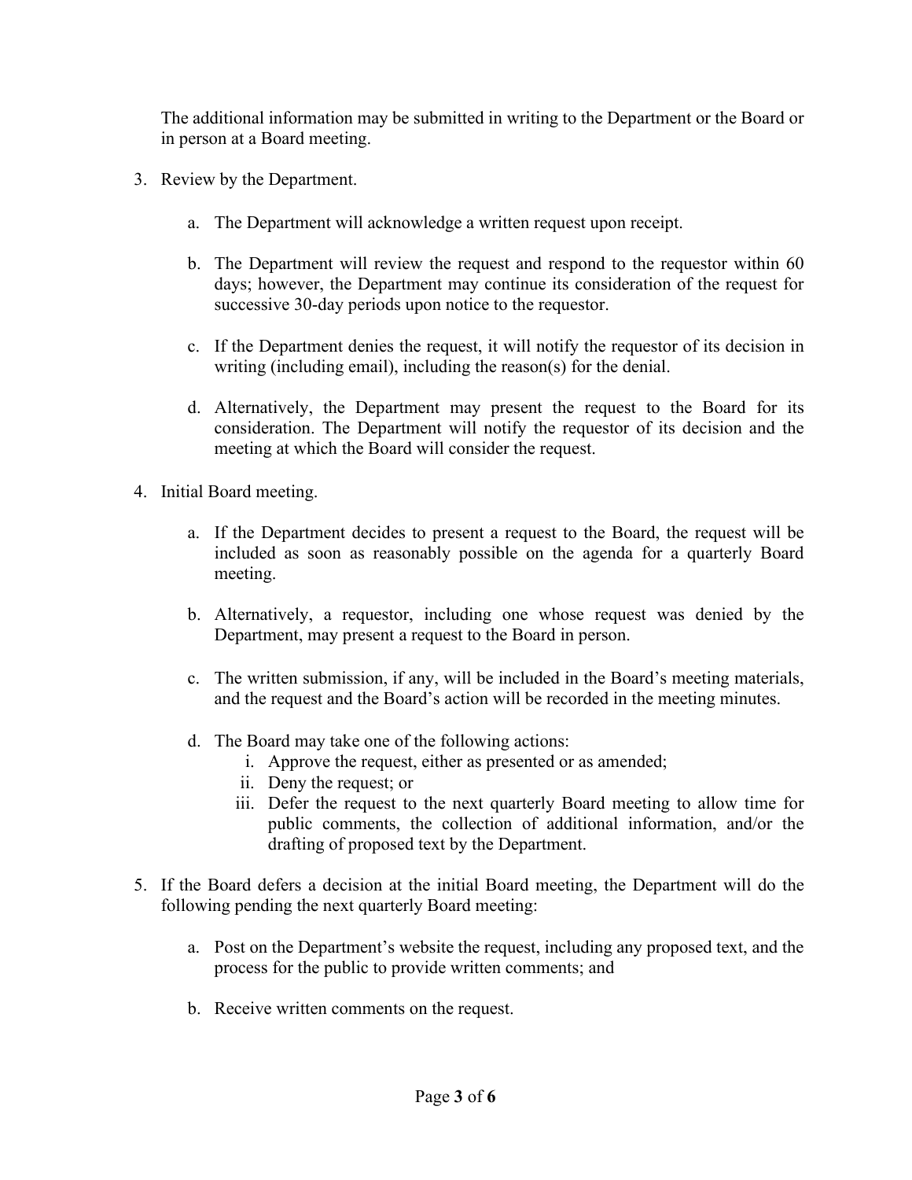The additional information may be submitted in writing to the Department or the Board or in person at a Board meeting.

3. Review by the Department.

   a. The Department will acknowledge a written request upon receipt.

   b. The Department will review the request and respond to the requestor within 60 days; however, the Department may continue its consideration of the request for successive 30-day periods upon notice to the requestor.

   c. If the Department denies the request, it will notify the requestor of its decision in writing (including email), including the reason(s) for the denial.

   d. Alternatively, the Department may present the request to the Board for its consideration. The Department will notify the requestor of its decision and the meeting at which the Board will consider the request.

4. Initial Board meeting.

   a. If the Department decides to present a request to the Board, the request will be included as soon as reasonably possible on the agenda for a quarterly Board meeting.

   b. Alternatively, a requestor, including one whose request was denied by the Department, may present a request to the Board in person.

   c. The written submission, if any, will be included in the Board's meeting materials, and the request and the Board's action will be recorded in the meeting minutes.

   d. The Board may take one of the following actions:
      i. Approve the request, either as presented or as amended;
      ii. Deny the request; or
      iii. Defer the request to the next quarterly Board meeting to allow time for public comments, the collection of additional information, and/or the drafting of proposed text by the Department.

5. If the Board defers a decision at the initial Board meeting, the Department will do the following pending the next quarterly Board meeting:

   a. Post on the Department's website the request, including any proposed text, and the process for the public to provide written comments; and

   b. Receive written comments on the request.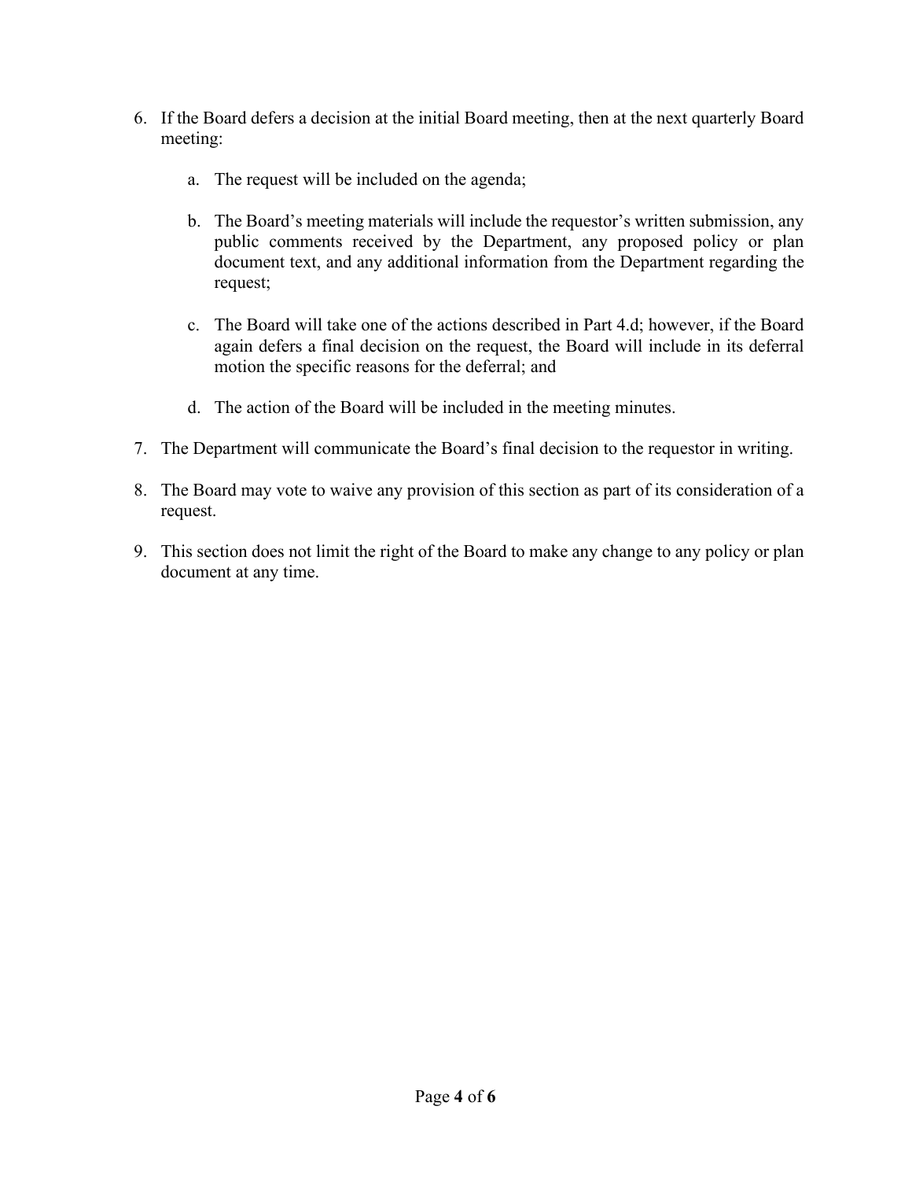6. If the Board defers a decision at the initial Board meeting, then at the next quarterly Board meeting:

    a. The request will be included on the agenda;

    b. The Board's meeting materials will include the requestor's written submission, any public comments received by the Department, any proposed policy or plan document text, and any additional information from the Department regarding the request;

    c. The Board will take one of the actions described in Part 4.d; however, if the Board again defers a final decision on the request, the Board will include in its deferral motion the specific reasons for the deferral; and

    d. The action of the Board will be included in the meeting minutes.

7. The Department will communicate the Board's final decision to the requestor in writing.

8. The Board may vote to waive any provision of this section as part of its consideration of a request.

9. This section does not limit the right of the Board to make any change to any policy or plan document at any time.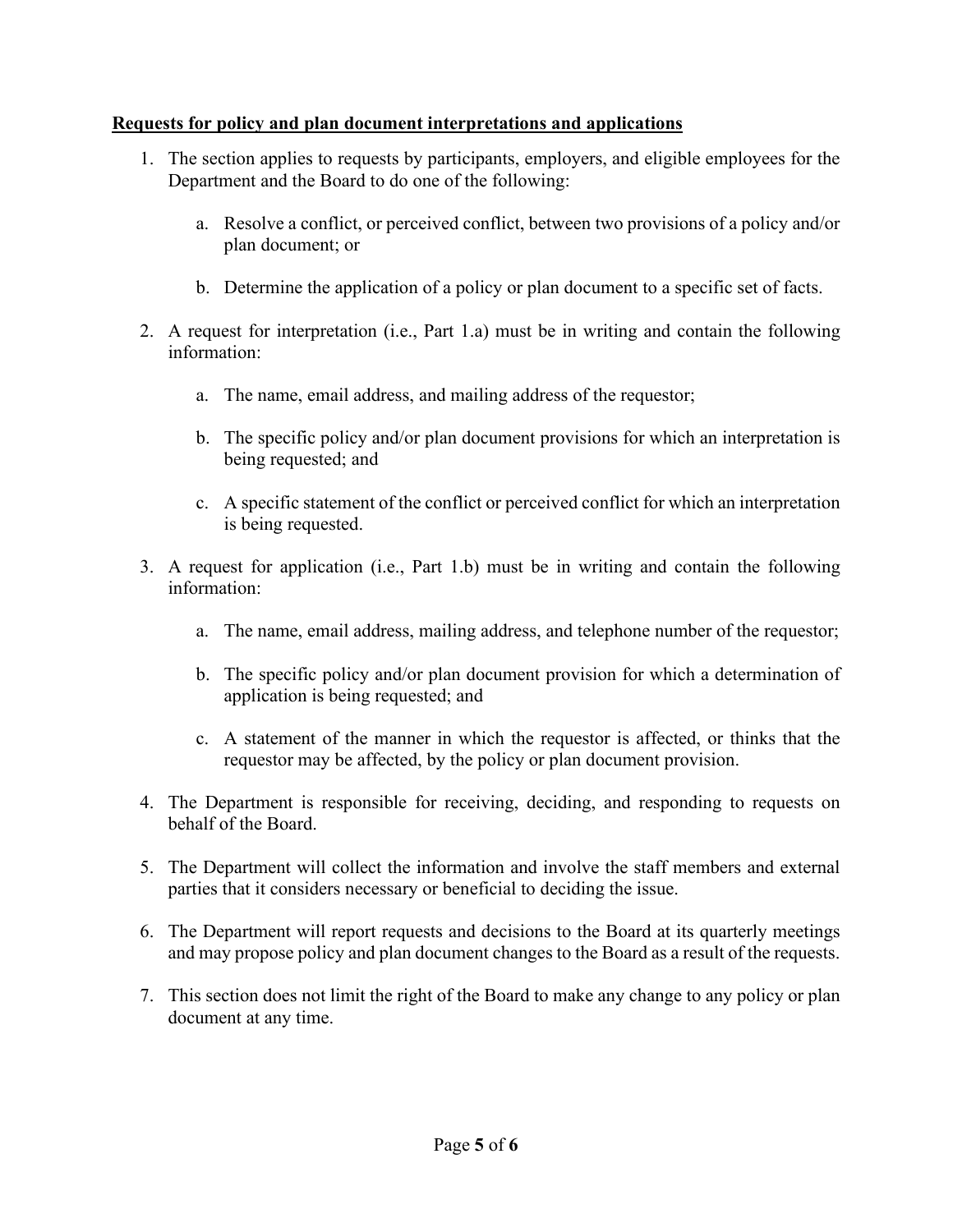**Requests for policy and plan document interpretations and applications**

1. The section applies to requests by participants, employers, and eligible employees for the Department and the Board to do one of the following:

    a. Resolve a conflict, or perceived conflict, between two provisions of a policy and/or plan document; or

    b. Determine the application of a policy or plan document to a specific set of facts.

2. A request for interpretation (i.e., Part 1.a) must be in writing and contain the following information:

    a. The name, email address, and mailing address of the requestor;

    b. The specific policy and/or plan document provisions for which an interpretation is being requested; and

    c. A specific statement of the conflict or perceived conflict for which an interpretation is being requested.

3. A request for application (i.e., Part 1.b) must be in writing and contain the following information:

    a. The name, email address, mailing address, and telephone number of the requestor;

    b. The specific policy and/or plan document provision for which a determination of application is being requested; and

    c. A statement of the manner in which the requestor is affected, or thinks that the requestor may be affected, by the policy or plan document provision.

4. The Department is responsible for receiving, deciding, and responding to requests on behalf of the Board.

5. The Department will collect the information and involve the staff members and external parties that it considers necessary or beneficial to deciding the issue.

6. The Department will report requests and decisions to the Board at its quarterly meetings and may propose policy and plan document changes to the Board as a result of the requests.

7. This section does not limit the right of the Board to make any change to any policy or plan document at any time.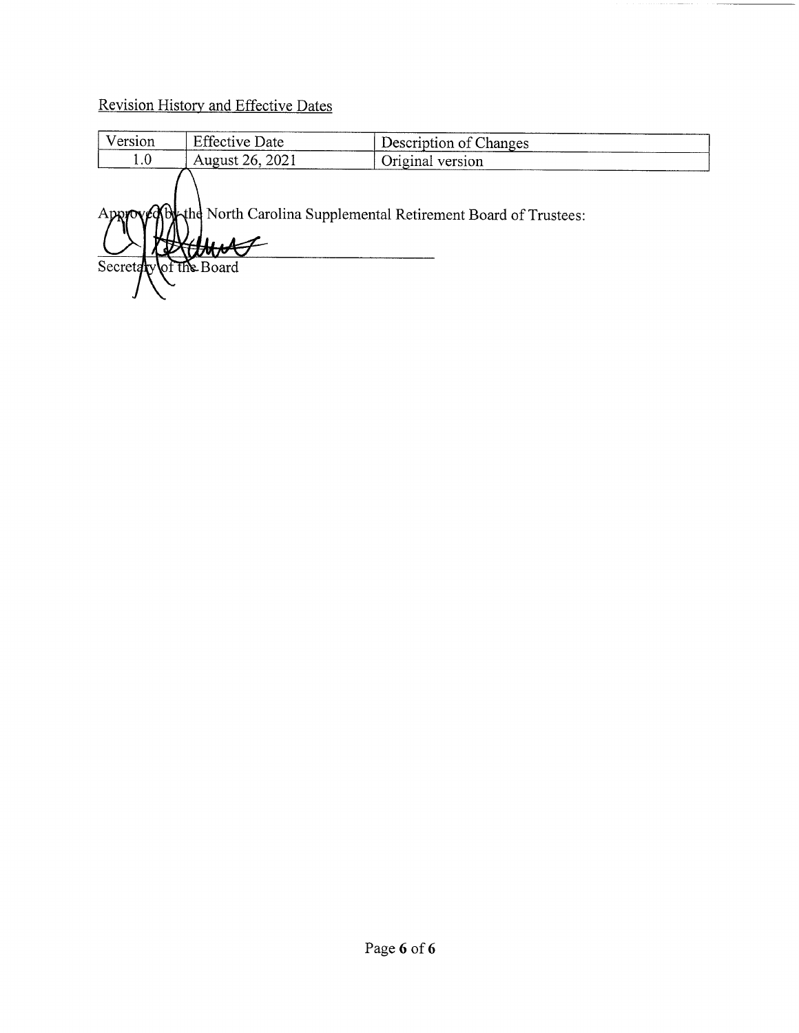Revision History and Effective Dates

| Version | Effective Date | Description of Changes |
| --- | --- | --- |
| 1.0 | August 26, 2021 | Original version |

Approved by the North Carolina Supplemental Retirement Board of Trustees:

Secretary of the Board